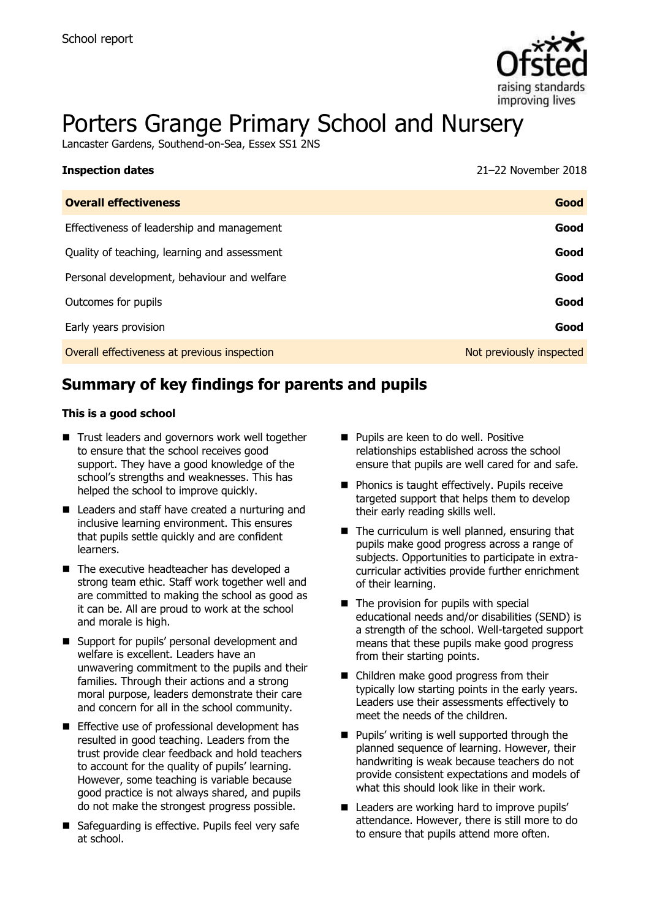School report

# Porters Grange Primary School and Nursery

Lancaster Gardens, Southend-on-Sea, Essex SS1 2NS

| **Inspection dates** | 21–22 November 2018 |
| --- | --- |
| **Overall effectiveness** | **Good** |
| Effectiveness of leadership and management | **Good** |
| Quality of teaching, learning and assessment | **Good** |
| Personal development, behaviour and welfare | **Good** |
| Outcomes for pupils | **Good** |
| Early years provision | **Good** |
| Overall effectiveness at previous inspection | Not previously inspected |

## Summary of key findings for parents and pupils

**This is a good school**

- Trust leaders and governors work well together to ensure that the school receives good support. They have a good knowledge of the school's strengths and weaknesses. This has helped the school to improve quickly.
- Leaders and staff have created a nurturing and inclusive learning environment. This ensures that pupils settle quickly and are confident learners.
- The executive headteacher has developed a strong team ethic. Staff work together well and are committed to making the school as good as it can be. All are proud to work at the school and morale is high.
- Support for pupils' personal development and welfare is excellent. Leaders have an unwavering commitment to the pupils and their families. Through their actions and a strong moral purpose, leaders demonstrate their care and concern for all in the school community.
- Effective use of professional development has resulted in good teaching. Leaders from the trust provide clear feedback and hold teachers to account for the quality of pupils' learning. However, some teaching is variable because good practice is not always shared, and pupils do not make the strongest progress possible.
- Safeguarding is effective. Pupils feel very safe at school.
- Pupils are keen to do well. Positive relationships established across the school ensure that pupils are well cared for and safe.
- Phonics is taught effectively. Pupils receive targeted support that helps them to develop their early reading skills well.
- The curriculum is well planned, ensuring that pupils make good progress across a range of subjects. Opportunities to participate in extra-curricular activities provide further enrichment of their learning.
- The provision for pupils with special educational needs and/or disabilities (SEND) is a strength of the school. Well-targeted support means that these pupils make good progress from their starting points.
- Children make good progress from their typically low starting points in the early years. Leaders use their assessments effectively to meet the needs of the children.
- Pupils' writing is well supported through the planned sequence of learning. However, their handwriting is weak because teachers do not provide consistent expectations and models of what this should look like in their work.
- Leaders are working hard to improve pupils' attendance. However, there is still more to do to ensure that pupils attend more often.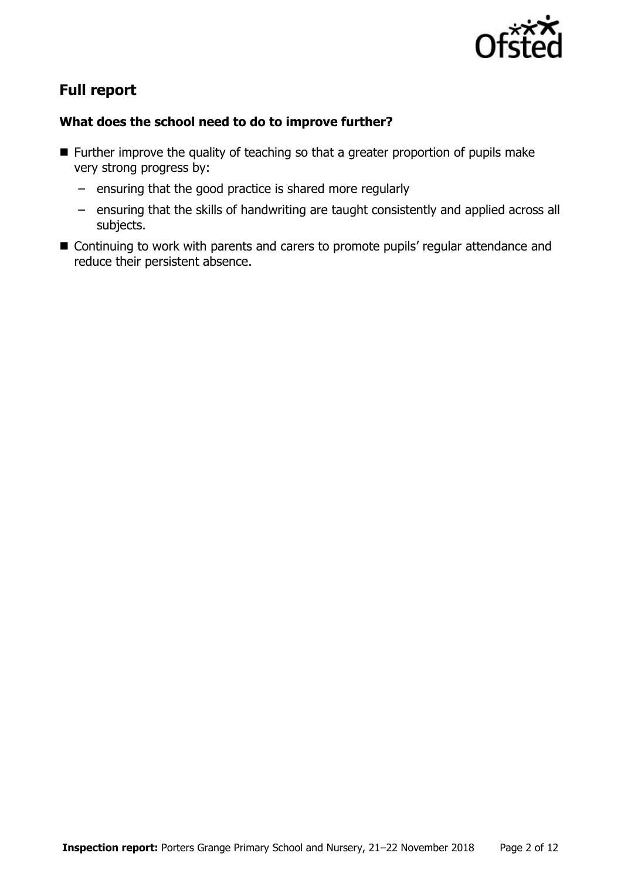## Full report

### What does the school need to do to improve further?

- Further improve the quality of teaching so that a greater proportion of pupils make very strong progress by:
  - ensuring that the good practice is shared more regularly
  - ensuring that the skills of handwriting are taught consistently and applied across all subjects.
- Continuing to work with parents and carers to promote pupils' regular attendance and reduce their persistent absence.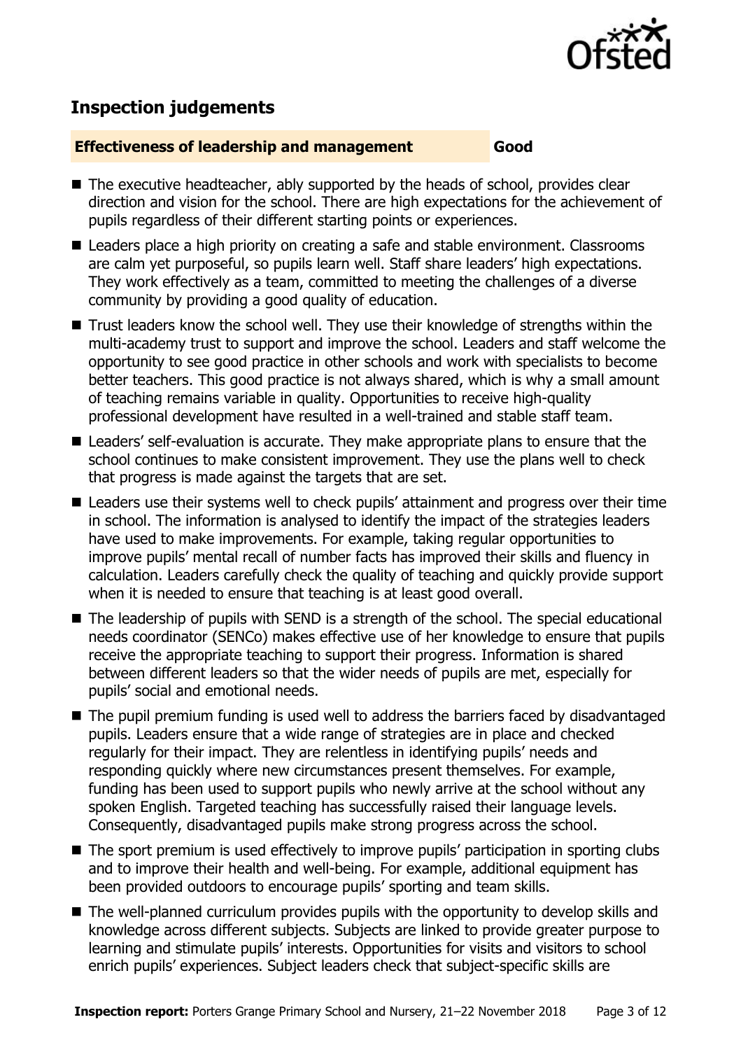## Inspection judgements

**Effectiveness of leadership and management** **Good**

- The executive headteacher, ably supported by the heads of school, provides clear direction and vision for the school. There are high expectations for the achievement of pupils regardless of their different starting points or experiences.
- Leaders place a high priority on creating a safe and stable environment. Classrooms are calm yet purposeful, so pupils learn well. Staff share leaders' high expectations. They work effectively as a team, committed to meeting the challenges of a diverse community by providing a good quality of education.
- Trust leaders know the school well. They use their knowledge of strengths within the multi-academy trust to support and improve the school. Leaders and staff welcome the opportunity to see good practice in other schools and work with specialists to become better teachers. This good practice is not always shared, which is why a small amount of teaching remains variable in quality. Opportunities to receive high-quality professional development have resulted in a well-trained and stable staff team.
- Leaders' self-evaluation is accurate. They make appropriate plans to ensure that the school continues to make consistent improvement. They use the plans well to check that progress is made against the targets that are set.
- Leaders use their systems well to check pupils' attainment and progress over their time in school. The information is analysed to identify the impact of the strategies leaders have used to make improvements. For example, taking regular opportunities to improve pupils' mental recall of number facts has improved their skills and fluency in calculation. Leaders carefully check the quality of teaching and quickly provide support when it is needed to ensure that teaching is at least good overall.
- The leadership of pupils with SEND is a strength of the school. The special educational needs coordinator (SENCo) makes effective use of her knowledge to ensure that pupils receive the appropriate teaching to support their progress. Information is shared between different leaders so that the wider needs of pupils are met, especially for pupils' social and emotional needs.
- The pupil premium funding is used well to address the barriers faced by disadvantaged pupils. Leaders ensure that a wide range of strategies are in place and checked regularly for their impact. They are relentless in identifying pupils' needs and responding quickly where new circumstances present themselves. For example, funding has been used to support pupils who newly arrive at the school without any spoken English. Targeted teaching has successfully raised their language levels. Consequently, disadvantaged pupils make strong progress across the school.
- The sport premium is used effectively to improve pupils' participation in sporting clubs and to improve their health and well-being. For example, additional equipment has been provided outdoors to encourage pupils' sporting and team skills.
- The well-planned curriculum provides pupils with the opportunity to develop skills and knowledge across different subjects. Subjects are linked to provide greater purpose to learning and stimulate pupils' interests. Opportunities for visits and visitors to school enrich pupils' experiences. Subject leaders check that subject-specific skills are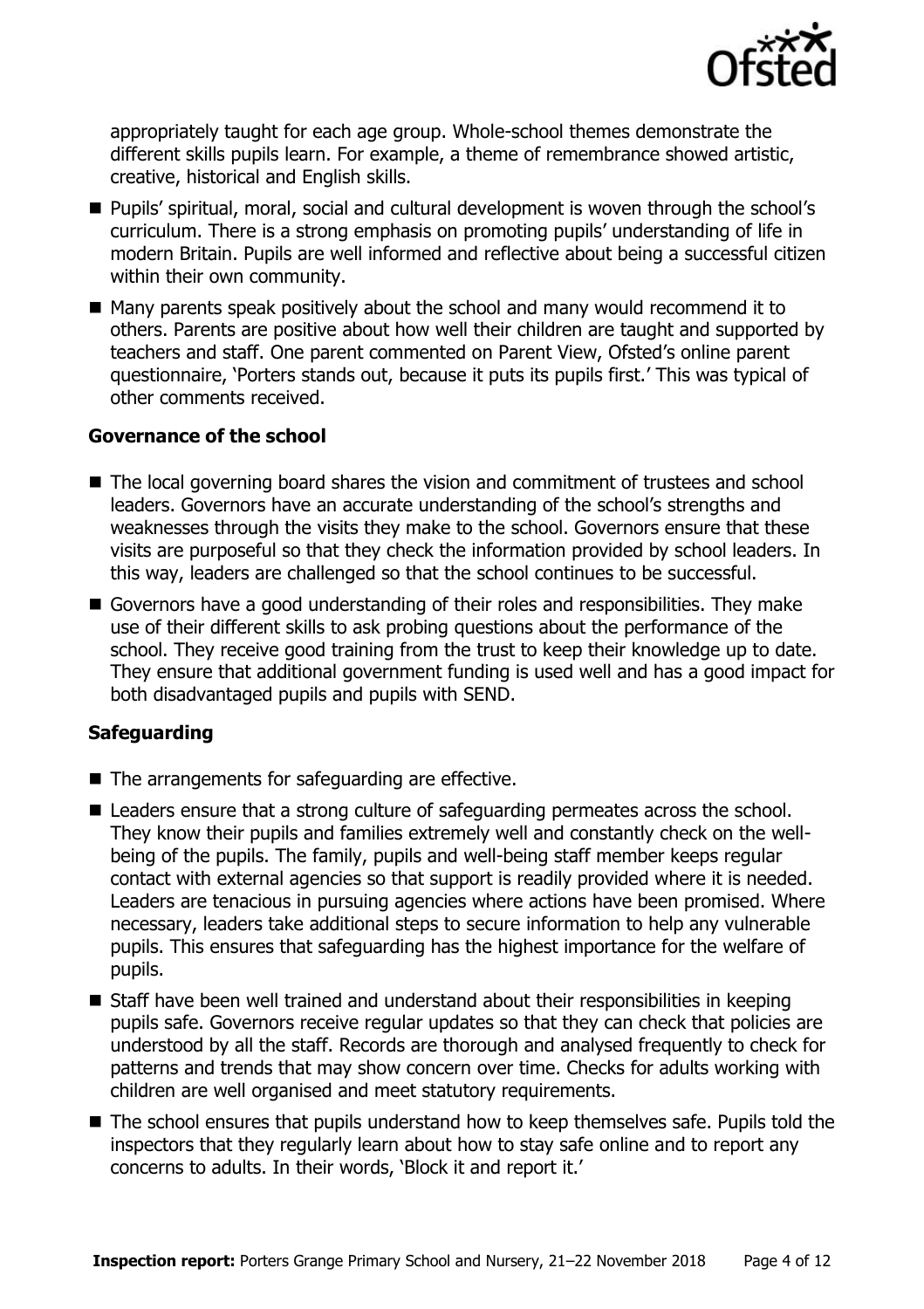appropriately taught for each age group. Whole-school themes demonstrate the different skills pupils learn. For example, a theme of remembrance showed artistic, creative, historical and English skills.

- Pupils' spiritual, moral, social and cultural development is woven through the school's curriculum. There is a strong emphasis on promoting pupils' understanding of life in modern Britain. Pupils are well informed and reflective about being a successful citizen within their own community.
- Many parents speak positively about the school and many would recommend it to others. Parents are positive about how well their children are taught and supported by teachers and staff. One parent commented on Parent View, Ofsted's online parent questionnaire, 'Porters stands out, because it puts its pupils first.' This was typical of other comments received.

### Governance of the school

- The local governing board shares the vision and commitment of trustees and school leaders. Governors have an accurate understanding of the school's strengths and weaknesses through the visits they make to the school. Governors ensure that these visits are purposeful so that they check the information provided by school leaders. In this way, leaders are challenged so that the school continues to be successful.
- Governors have a good understanding of their roles and responsibilities. They make use of their different skills to ask probing questions about the performance of the school. They receive good training from the trust to keep their knowledge up to date. They ensure that additional government funding is used well and has a good impact for both disadvantaged pupils and pupils with SEND.

### Safeguarding

- The arrangements for safeguarding are effective.
- Leaders ensure that a strong culture of safeguarding permeates across the school. They know their pupils and families extremely well and constantly check on the well-being of the pupils. The family, pupils and well-being staff member keeps regular contact with external agencies so that support is readily provided where it is needed. Leaders are tenacious in pursuing agencies where actions have been promised. Where necessary, leaders take additional steps to secure information to help any vulnerable pupils. This ensures that safeguarding has the highest importance for the welfare of pupils.
- Staff have been well trained and understand about their responsibilities in keeping pupils safe. Governors receive regular updates so that they can check that policies are understood by all the staff. Records are thorough and analysed frequently to check for patterns and trends that may show concern over time. Checks for adults working with children are well organised and meet statutory requirements.
- The school ensures that pupils understand how to keep themselves safe. Pupils told the inspectors that they regularly learn about how to stay safe online and to report any concerns to adults. In their words, 'Block it and report it.'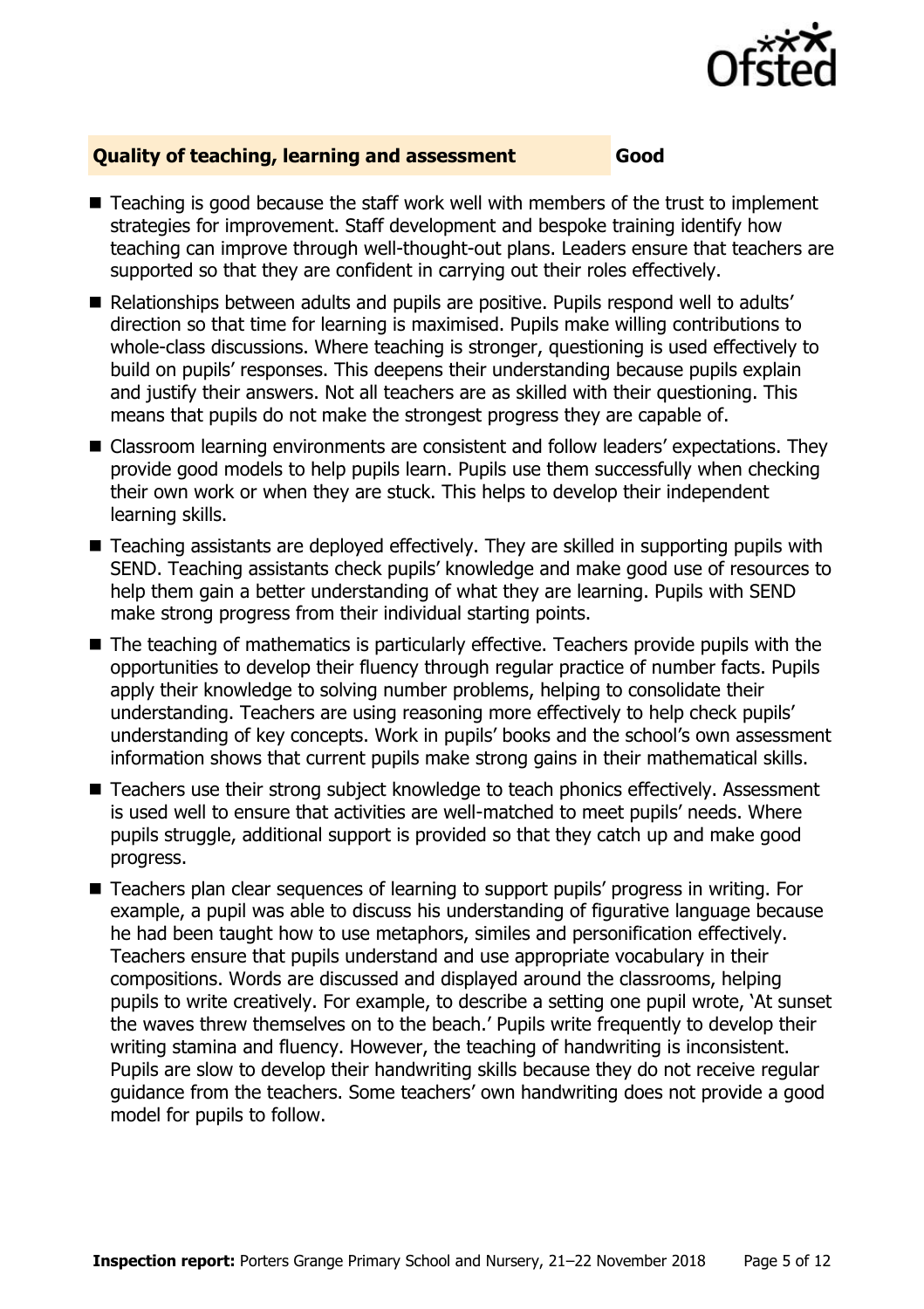## Quality of teaching, learning and assessment — Good

- Teaching is good because the staff work well with members of the trust to implement strategies for improvement. Staff development and bespoke training identify how teaching can improve through well-thought-out plans. Leaders ensure that teachers are supported so that they are confident in carrying out their roles effectively.
- Relationships between adults and pupils are positive. Pupils respond well to adults' direction so that time for learning is maximised. Pupils make willing contributions to whole-class discussions. Where teaching is stronger, questioning is used effectively to build on pupils' responses. This deepens their understanding because pupils explain and justify their answers. Not all teachers are as skilled with their questioning. This means that pupils do not make the strongest progress they are capable of.
- Classroom learning environments are consistent and follow leaders' expectations. They provide good models to help pupils learn. Pupils use them successfully when checking their own work or when they are stuck. This helps to develop their independent learning skills.
- Teaching assistants are deployed effectively. They are skilled in supporting pupils with SEND. Teaching assistants check pupils' knowledge and make good use of resources to help them gain a better understanding of what they are learning. Pupils with SEND make strong progress from their individual starting points.
- The teaching of mathematics is particularly effective. Teachers provide pupils with the opportunities to develop their fluency through regular practice of number facts. Pupils apply their knowledge to solving number problems, helping to consolidate their understanding. Teachers are using reasoning more effectively to help check pupils' understanding of key concepts. Work in pupils' books and the school's own assessment information shows that current pupils make strong gains in their mathematical skills.
- Teachers use their strong subject knowledge to teach phonics effectively. Assessment is used well to ensure that activities are well-matched to meet pupils' needs. Where pupils struggle, additional support is provided so that they catch up and make good progress.
- Teachers plan clear sequences of learning to support pupils' progress in writing. For example, a pupil was able to discuss his understanding of figurative language because he had been taught how to use metaphors, similes and personification effectively. Teachers ensure that pupils understand and use appropriate vocabulary in their compositions. Words are discussed and displayed around the classrooms, helping pupils to write creatively. For example, to describe a setting one pupil wrote, 'At sunset the waves threw themselves on to the beach.' Pupils write frequently to develop their writing stamina and fluency. However, the teaching of handwriting is inconsistent. Pupils are slow to develop their handwriting skills because they do not receive regular guidance from the teachers. Some teachers' own handwriting does not provide a good model for pupils to follow.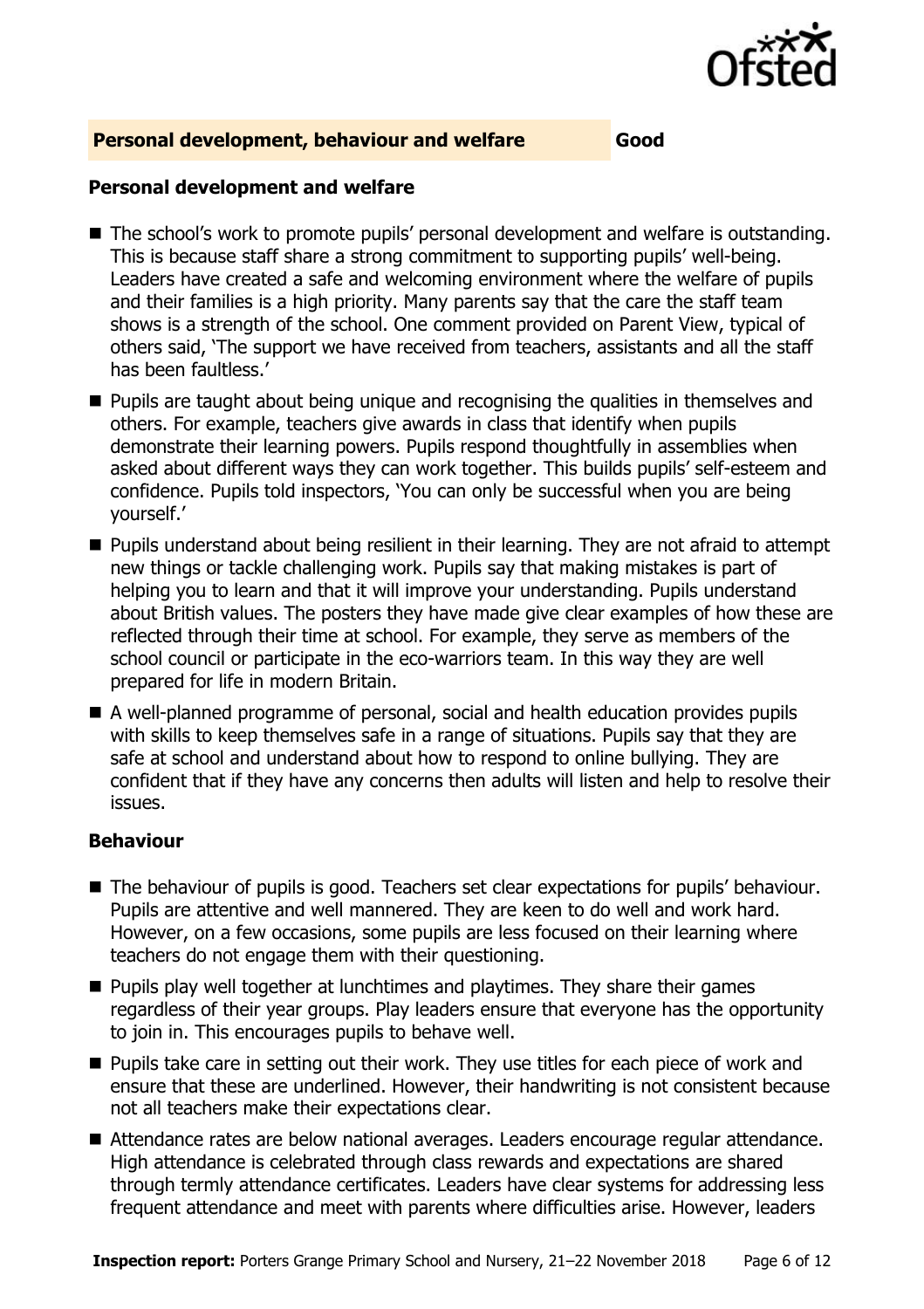## Personal development, behaviour and welfare — Good

### Personal development and welfare

- The school's work to promote pupils' personal development and welfare is outstanding. This is because staff share a strong commitment to supporting pupils' well-being. Leaders have created a safe and welcoming environment where the welfare of pupils and their families is a high priority. Many parents say that the care the staff team shows is a strength of the school. One comment provided on Parent View, typical of others said, 'The support we have received from teachers, assistants and all the staff has been faultless.'
- Pupils are taught about being unique and recognising the qualities in themselves and others. For example, teachers give awards in class that identify when pupils demonstrate their learning powers. Pupils respond thoughtfully in assemblies when asked about different ways they can work together. This builds pupils' self-esteem and confidence. Pupils told inspectors, 'You can only be successful when you are being yourself.'
- Pupils understand about being resilient in their learning. They are not afraid to attempt new things or tackle challenging work. Pupils say that making mistakes is part of helping you to learn and that it will improve your understanding. Pupils understand about British values. The posters they have made give clear examples of how these are reflected through their time at school. For example, they serve as members of the school council or participate in the eco-warriors team. In this way they are well prepared for life in modern Britain.
- A well-planned programme of personal, social and health education provides pupils with skills to keep themselves safe in a range of situations. Pupils say that they are safe at school and understand about how to respond to online bullying. They are confident that if they have any concerns then adults will listen and help to resolve their issues.

### Behaviour

- The behaviour of pupils is good. Teachers set clear expectations for pupils' behaviour. Pupils are attentive and well mannered. They are keen to do well and work hard. However, on a few occasions, some pupils are less focused on their learning where teachers do not engage them with their questioning.
- Pupils play well together at lunchtimes and playtimes. They share their games regardless of their year groups. Play leaders ensure that everyone has the opportunity to join in. This encourages pupils to behave well.
- Pupils take care in setting out their work. They use titles for each piece of work and ensure that these are underlined. However, their handwriting is not consistent because not all teachers make their expectations clear.
- Attendance rates are below national averages. Leaders encourage regular attendance. High attendance is celebrated through class rewards and expectations are shared through termly attendance certificates. Leaders have clear systems for addressing less frequent attendance and meet with parents where difficulties arise. However, leaders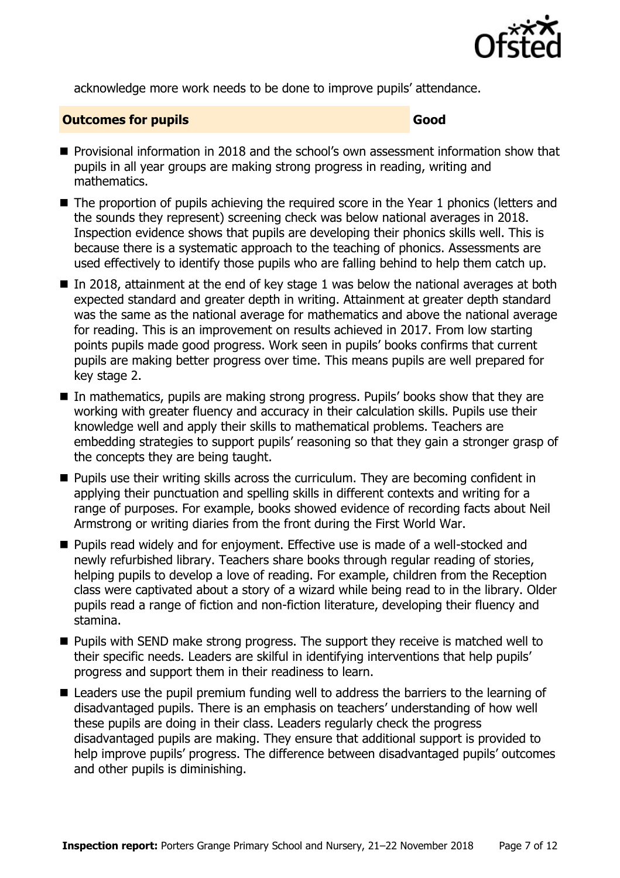acknowledge more work needs to be done to improve pupils' attendance.

## Outcomes for pupils — Good

- Provisional information in 2018 and the school's own assessment information show that pupils in all year groups are making strong progress in reading, writing and mathematics.
- The proportion of pupils achieving the required score in the Year 1 phonics (letters and the sounds they represent) screening check was below national averages in 2018. Inspection evidence shows that pupils are developing their phonics skills well. This is because there is a systematic approach to the teaching of phonics. Assessments are used effectively to identify those pupils who are falling behind to help them catch up.
- In 2018, attainment at the end of key stage 1 was below the national averages at both expected standard and greater depth in writing. Attainment at greater depth standard was the same as the national average for mathematics and above the national average for reading. This is an improvement on results achieved in 2017. From low starting points pupils made good progress. Work seen in pupils' books confirms that current pupils are making better progress over time. This means pupils are well prepared for key stage 2.
- In mathematics, pupils are making strong progress. Pupils' books show that they are working with greater fluency and accuracy in their calculation skills. Pupils use their knowledge well and apply their skills to mathematical problems. Teachers are embedding strategies to support pupils' reasoning so that they gain a stronger grasp of the concepts they are being taught.
- Pupils use their writing skills across the curriculum. They are becoming confident in applying their punctuation and spelling skills in different contexts and writing for a range of purposes. For example, books showed evidence of recording facts about Neil Armstrong or writing diaries from the front during the First World War.
- Pupils read widely and for enjoyment. Effective use is made of a well-stocked and newly refurbished library. Teachers share books through regular reading of stories, helping pupils to develop a love of reading. For example, children from the Reception class were captivated about a story of a wizard while being read to in the library. Older pupils read a range of fiction and non-fiction literature, developing their fluency and stamina.
- Pupils with SEND make strong progress. The support they receive is matched well to their specific needs. Leaders are skilful in identifying interventions that help pupils' progress and support them in their readiness to learn.
- Leaders use the pupil premium funding well to address the barriers to the learning of disadvantaged pupils. There is an emphasis on teachers' understanding of how well these pupils are doing in their class. Leaders regularly check the progress disadvantaged pupils are making. They ensure that additional support is provided to help improve pupils' progress. The difference between disadvantaged pupils' outcomes and other pupils is diminishing.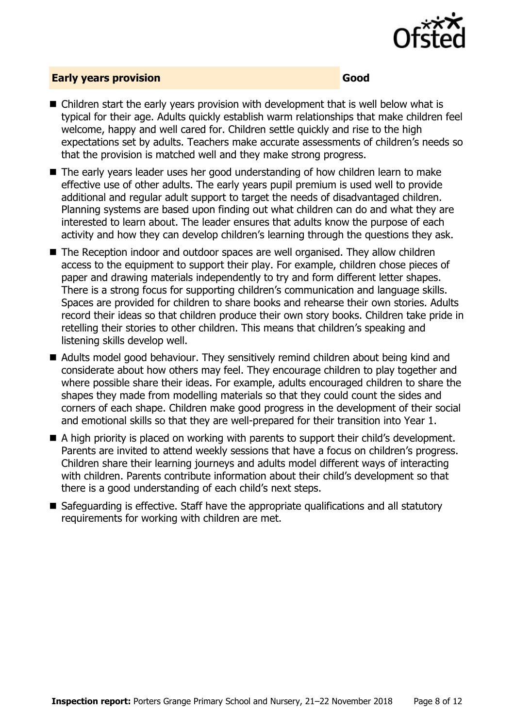## Early years provision — Good

- Children start the early years provision with development that is well below what is typical for their age. Adults quickly establish warm relationships that make children feel welcome, happy and well cared for. Children settle quickly and rise to the high expectations set by adults. Teachers make accurate assessments of children's needs so that the provision is matched well and they make strong progress.
- The early years leader uses her good understanding of how children learn to make effective use of other adults. The early years pupil premium is used well to provide additional and regular adult support to target the needs of disadvantaged children. Planning systems are based upon finding out what children can do and what they are interested to learn about. The leader ensures that adults know the purpose of each activity and how they can develop children's learning through the questions they ask.
- The Reception indoor and outdoor spaces are well organised. They allow children access to the equipment to support their play. For example, children chose pieces of paper and drawing materials independently to try and form different letter shapes. There is a strong focus for supporting children's communication and language skills. Spaces are provided for children to share books and rehearse their own stories. Adults record their ideas so that children produce their own story books. Children take pride in retelling their stories to other children. This means that children's speaking and listening skills develop well.
- Adults model good behaviour. They sensitively remind children about being kind and considerate about how others may feel. They encourage children to play together and where possible share their ideas. For example, adults encouraged children to share the shapes they made from modelling materials so that they could count the sides and corners of each shape. Children make good progress in the development of their social and emotional skills so that they are well-prepared for their transition into Year 1.
- A high priority is placed on working with parents to support their child's development. Parents are invited to attend weekly sessions that have a focus on children's progress. Children share their learning journeys and adults model different ways of interacting with children. Parents contribute information about their child's development so that there is a good understanding of each child's next steps.
- Safeguarding is effective. Staff have the appropriate qualifications and all statutory requirements for working with children are met.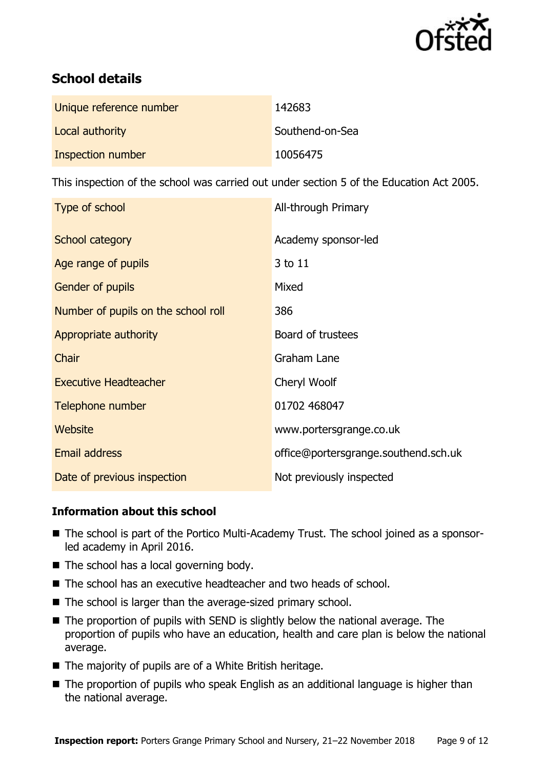## School details

| | |
|---|---|
| Unique reference number | 142683 |
| Local authority | Southend-on-Sea |
| Inspection number | 10056475 |

This inspection of the school was carried out under section 5 of the Education Act 2005.

| | |
|---|---|
| Type of school | All-through Primary |
| School category | Academy sponsor-led |
| Age range of pupils | 3 to 11 |
| Gender of pupils | Mixed |
| Number of pupils on the school roll | 386 |
| Appropriate authority | Board of trustees |
| Chair | Graham Lane |
| Executive Headteacher | Cheryl Woolf |
| Telephone number | 01702 468047 |
| Website | www.portersgrange.co.uk |
| Email address | office@portersgrange.southend.sch.uk |
| Date of previous inspection | Not previously inspected |

### Information about this school

- The school is part of the Portico Multi-Academy Trust. The school joined as a sponsor-led academy in April 2016.
- The school has a local governing body.
- The school has an executive headteacher and two heads of school.
- The school is larger than the average-sized primary school.
- The proportion of pupils with SEND is slightly below the national average. The proportion of pupils who have an education, health and care plan is below the national average.
- The majority of pupils are of a White British heritage.
- The proportion of pupils who speak English as an additional language is higher than the national average.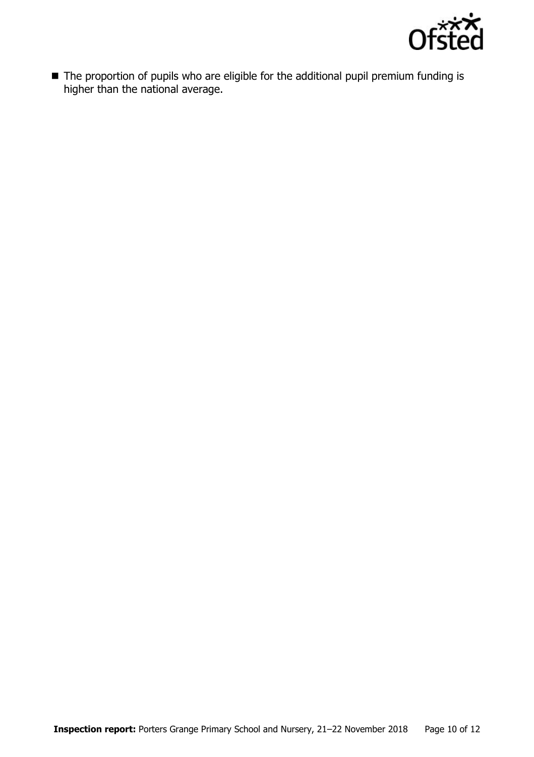- The proportion of pupils who are eligible for the additional pupil premium funding is higher than the national average.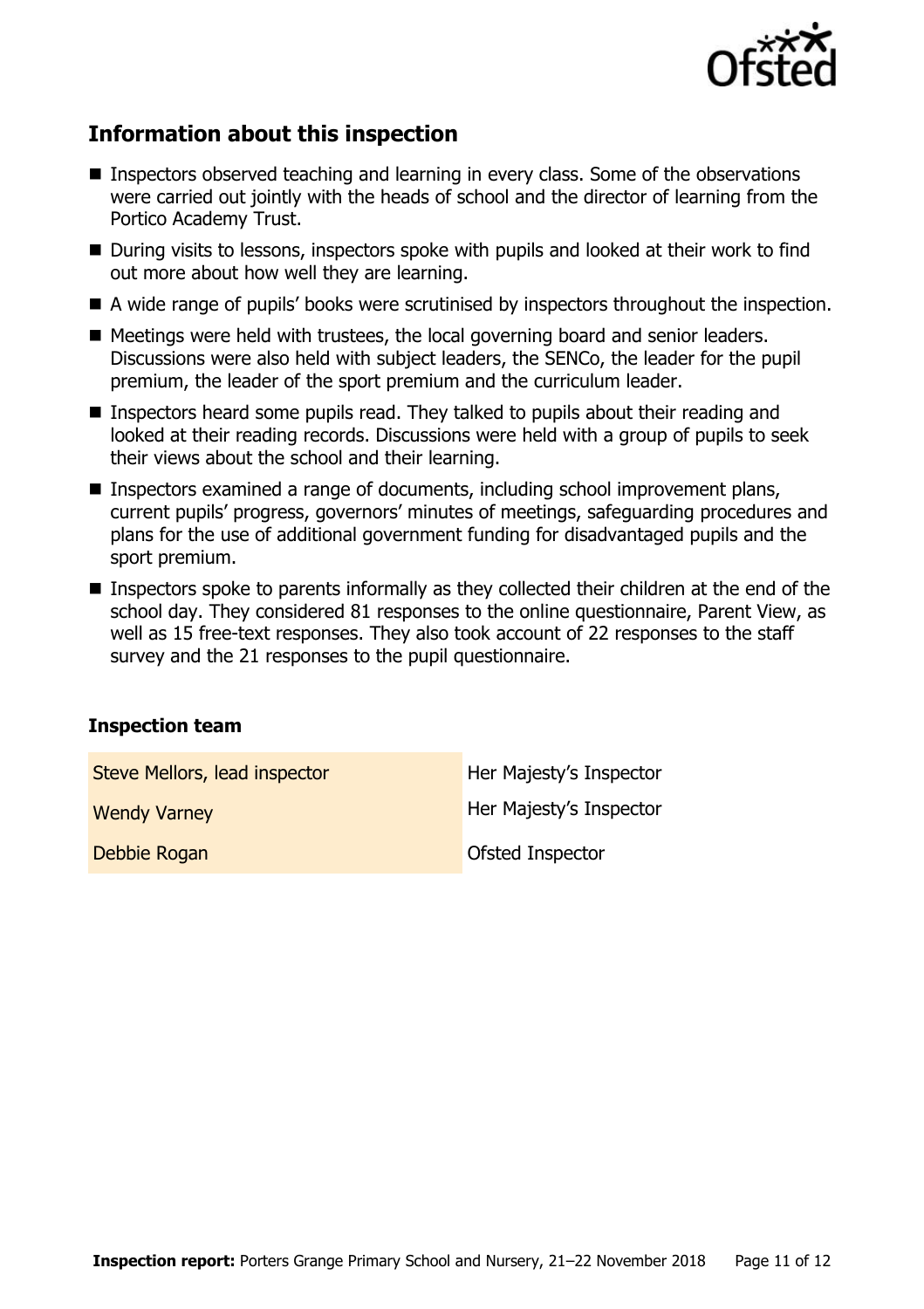## Information about this inspection

- Inspectors observed teaching and learning in every class. Some of the observations were carried out jointly with the heads of school and the director of learning from the Portico Academy Trust.
- During visits to lessons, inspectors spoke with pupils and looked at their work to find out more about how well they are learning.
- A wide range of pupils' books were scrutinised by inspectors throughout the inspection.
- Meetings were held with trustees, the local governing board and senior leaders. Discussions were also held with subject leaders, the SENCo, the leader for the pupil premium, the leader of the sport premium and the curriculum leader.
- Inspectors heard some pupils read. They talked to pupils about their reading and looked at their reading records. Discussions were held with a group of pupils to seek their views about the school and their learning.
- Inspectors examined a range of documents, including school improvement plans, current pupils' progress, governors' minutes of meetings, safeguarding procedures and plans for the use of additional government funding for disadvantaged pupils and the sport premium.
- Inspectors spoke to parents informally as they collected their children at the end of the school day. They considered 81 responses to the online questionnaire, Parent View, as well as 15 free-text responses. They also took account of 22 responses to the staff survey and the 21 responses to the pupil questionnaire.

### Inspection team

| | |
|---|---|
| Steve Mellors, lead inspector | Her Majesty's Inspector |
| Wendy Varney | Her Majesty's Inspector |
| Debbie Rogan | Ofsted Inspector |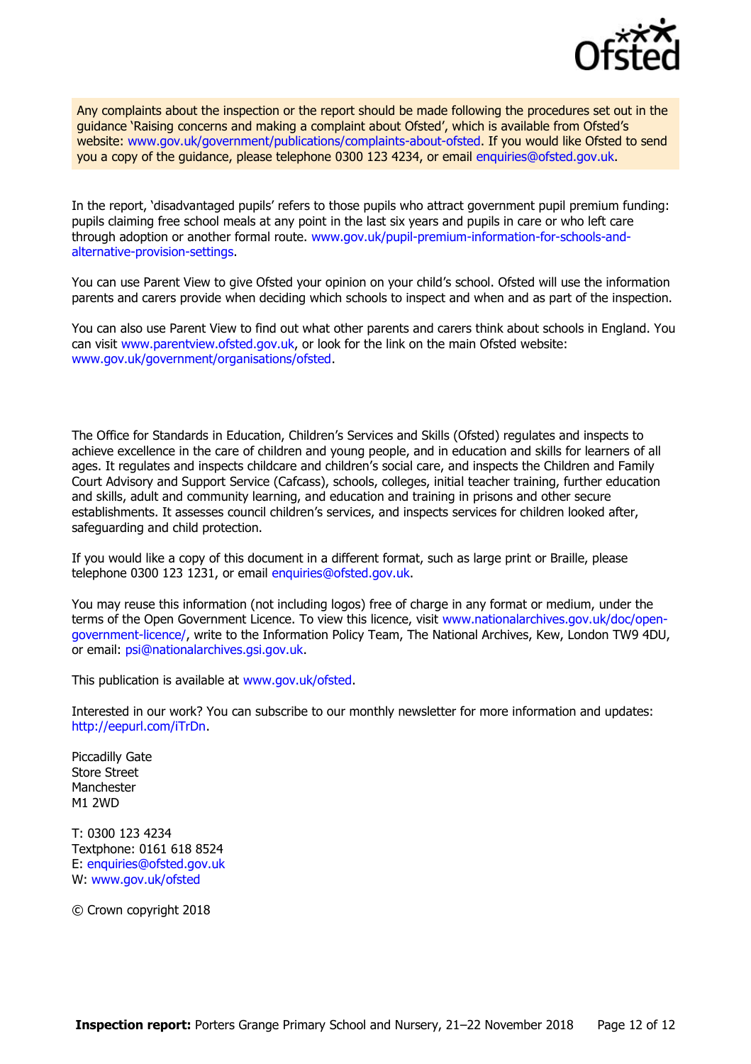Any complaints about the inspection or the report should be made following the procedures set out in the guidance 'Raising concerns and making a complaint about Ofsted', which is available from Ofsted's website: www.gov.uk/government/publications/complaints-about-ofsted. If you would like Ofsted to send you a copy of the guidance, please telephone 0300 123 4234, or email enquiries@ofsted.gov.uk.

In the report, 'disadvantaged pupils' refers to those pupils who attract government pupil premium funding: pupils claiming free school meals at any point in the last six years and pupils in care or who left care through adoption or another formal route. www.gov.uk/pupil-premium-information-for-schools-and-alternative-provision-settings.

You can use Parent View to give Ofsted your opinion on your child's school. Ofsted will use the information parents and carers provide when deciding which schools to inspect and when and as part of the inspection.

You can also use Parent View to find out what other parents and carers think about schools in England. You can visit www.parentview.ofsted.gov.uk, or look for the link on the main Ofsted website: www.gov.uk/government/organisations/ofsted.

The Office for Standards in Education, Children's Services and Skills (Ofsted) regulates and inspects to achieve excellence in the care of children and young people, and in education and skills for learners of all ages. It regulates and inspects childcare and children's social care, and inspects the Children and Family Court Advisory and Support Service (Cafcass), schools, colleges, initial teacher training, further education and skills, adult and community learning, and education and training in prisons and other secure establishments. It assesses council children's services, and inspects services for children looked after, safeguarding and child protection.

If you would like a copy of this document in a different format, such as large print or Braille, please telephone 0300 123 1231, or email enquiries@ofsted.gov.uk.

You may reuse this information (not including logos) free of charge in any format or medium, under the terms of the Open Government Licence. To view this licence, visit www.nationalarchives.gov.uk/doc/open-government-licence/, write to the Information Policy Team, The National Archives, Kew, London TW9 4DU, or email: psi@nationalarchives.gsi.gov.uk.

This publication is available at www.gov.uk/ofsted.

Interested in our work? You can subscribe to our monthly newsletter for more information and updates: http://eepurl.com/iTrDn.

Piccadilly Gate
Store Street
Manchester
M1 2WD

T: 0300 123 4234
Textphone: 0161 618 8524
E: enquiries@ofsted.gov.uk
W: www.gov.uk/ofsted

© Crown copyright 2018